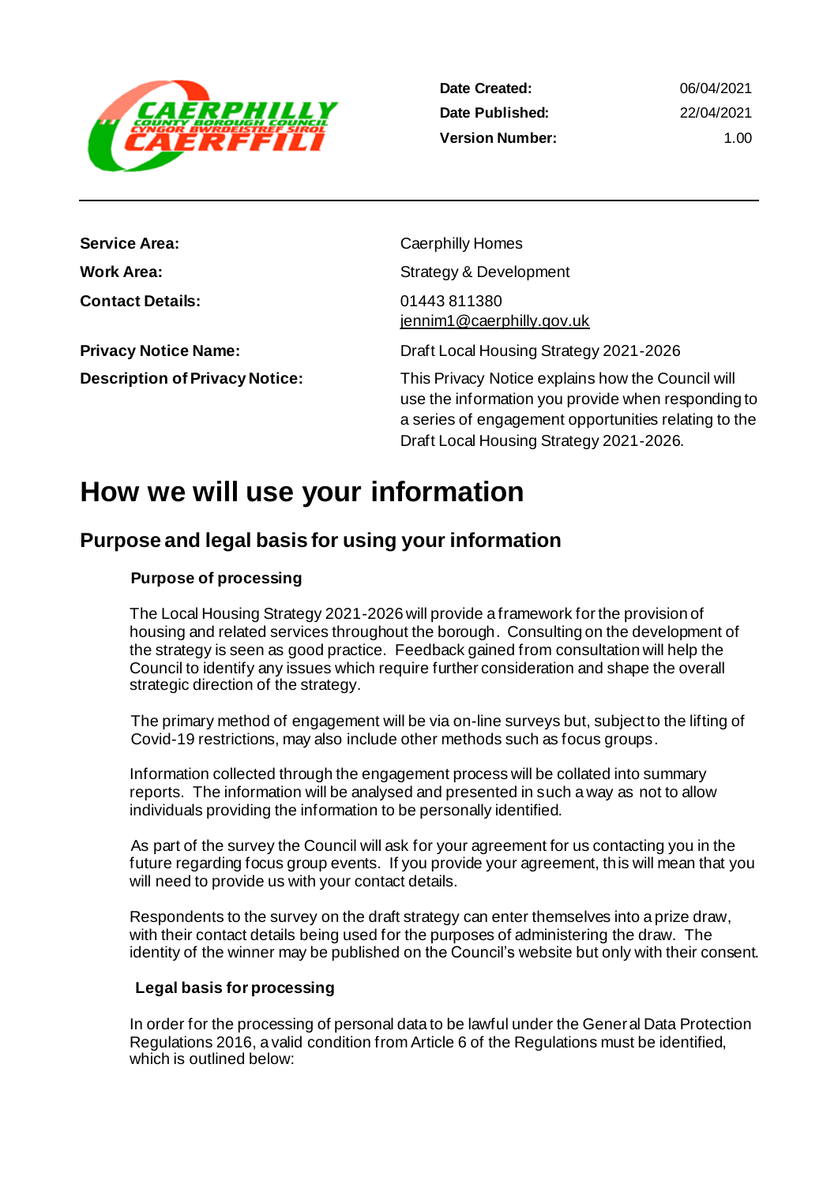| | |
|---|---|
| **Date Created:** | 06/04/2021 |
| **Date Published:** | 22/04/2021 |
| **Version Number:** | 1.00 |

| | |
|---|---|
| **Service Area:** | Caerphilly Homes |
| **Work Area:** | Strategy & Development |
| **Contact Details:** | 01443 811380<br>jennim1@caerphilly.gov.uk |
| **Privacy Notice Name:** | Draft Local Housing Strategy 2021-2026 |
| **Description of Privacy Notice:** | This Privacy Notice explains how the Council will use the information you provide when responding to a series of engagement opportunities relating to the Draft Local Housing Strategy 2021-2026. |

# How we will use your information

## Purpose and legal basis for using your information

### Purpose of processing

The Local Housing Strategy 2021-2026 will provide a framework for the provision of housing and related services throughout the borough. Consulting on the development of the strategy is seen as good practice. Feedback gained from consultation will help the Council to identify any issues which require further consideration and shape the overall strategic direction of the strategy.

The primary method of engagement will be via on-line surveys but, subject to the lifting of Covid-19 restrictions, may also include other methods such as focus groups.

Information collected through the engagement process will be collated into summary reports. The information will be analysed and presented in such a way as not to allow individuals providing the information to be personally identified.

As part of the survey the Council will ask for your agreement for us contacting you in the future regarding focus group events. If you provide your agreement, this will mean that you will need to provide us with your contact details.

Respondents to the survey on the draft strategy can enter themselves into a prize draw, with their contact details being used for the purposes of administering the draw. The identity of the winner may be published on the Council's website but only with their consent.

### Legal basis for processing

In order for the processing of personal data to be lawful under the General Data Protection Regulations 2016, a valid condition from Article 6 of the Regulations must be identified, which is outlined below: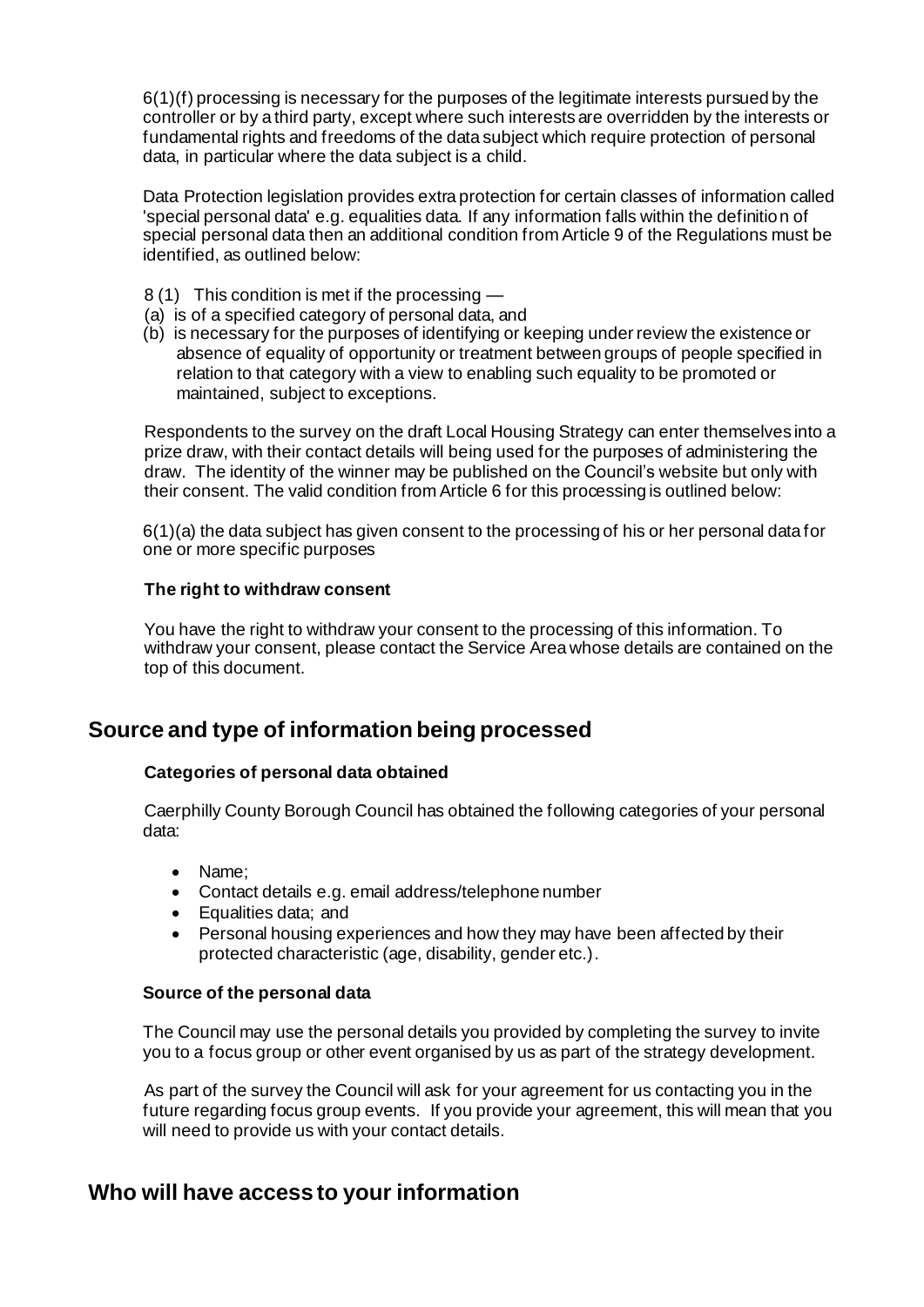6(1)(f) processing is necessary for the purposes of the legitimate interests pursued by the controller or by a third party, except where such interests are overridden by the interests or fundamental rights and freedoms of the data subject which require protection of personal data, in particular where the data subject is a child.

Data Protection legislation provides extra protection for certain classes of information called 'special personal data' e.g. equalities data. If any information falls within the definition of special personal data then an additional condition from Article 9 of the Regulations must be identified, as outlined below:

8 (1) This condition is met if the processing —
(a) is of a specified category of personal data, and
(b) is necessary for the purposes of identifying or keeping under review the existence or absence of equality of opportunity or treatment between groups of people specified in relation to that category with a view to enabling such equality to be promoted or maintained, subject to exceptions.

Respondents to the survey on the draft Local Housing Strategy can enter themselves into a prize draw, with their contact details will being used for the purposes of administering the draw. The identity of the winner may be published on the Council's website but only with their consent. The valid condition from Article 6 for this processing is outlined below:

6(1)(a) the data subject has given consent to the processing of his or her personal data for one or more specific purposes

**The right to withdraw consent**

You have the right to withdraw your consent to the processing of this information. To withdraw your consent, please contact the Service Area whose details are contained on the top of this document.

## Source and type of information being processed

**Categories of personal data obtained**

Caerphilly County Borough Council has obtained the following categories of your personal data:

- Name;
- Contact details e.g. email address/telephone number
- Equalities data; and
- Personal housing experiences and how they may have been affected by their protected characteristic (age, disability, gender etc.).

**Source of the personal data**

The Council may use the personal details you provided by completing the survey to invite you to a focus group or other event organised by us as part of the strategy development.

As part of the survey the Council will ask for your agreement for us contacting you in the future regarding focus group events. If you provide your agreement, this will mean that you will need to provide us with your contact details.

## Who will have access to your information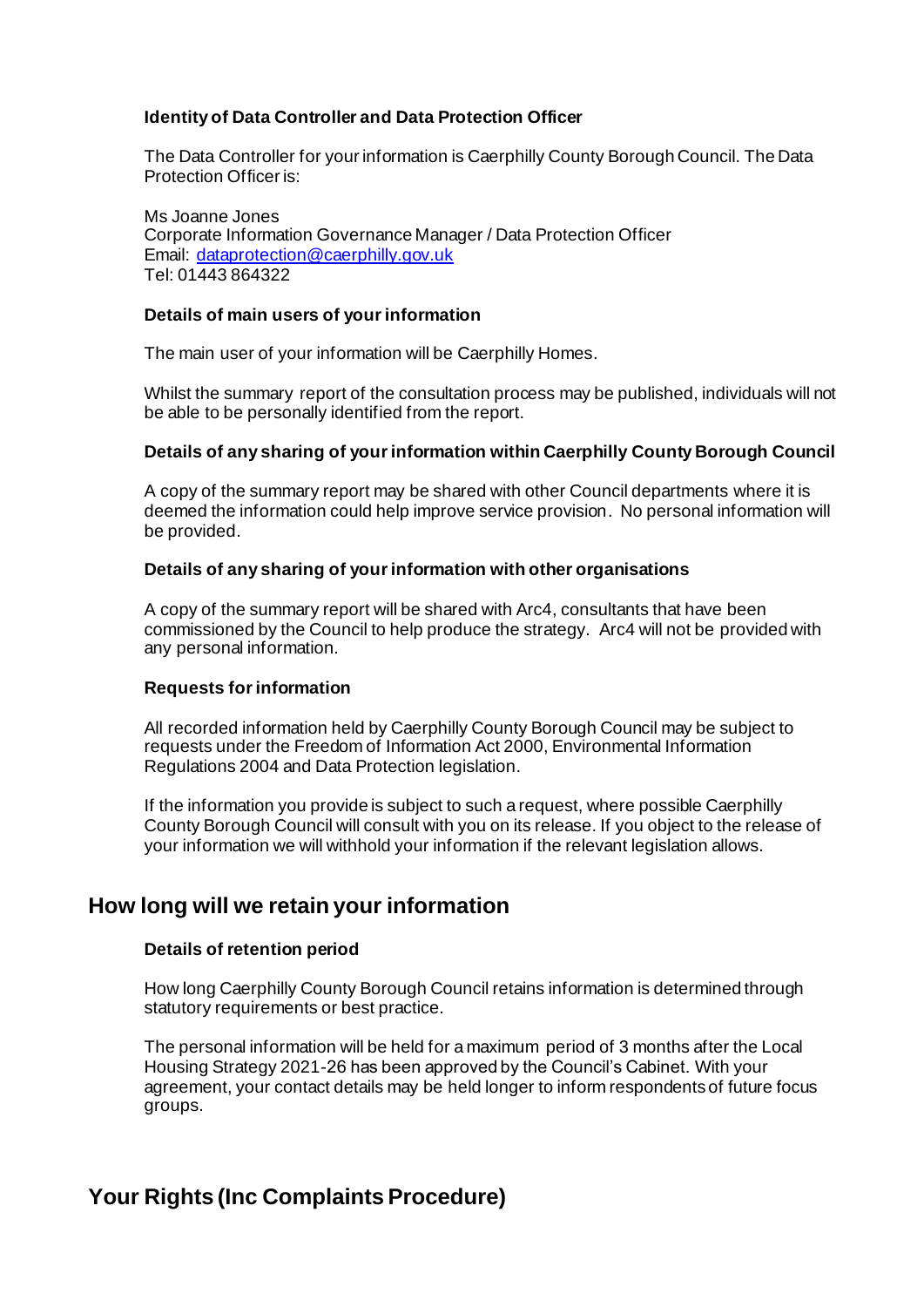### Identity of Data Controller and Data Protection Officer

The Data Controller for your information is Caerphilly County Borough Council. The Data Protection Officer is:

Ms Joanne Jones
Corporate Information Governance Manager / Data Protection Officer
Email: [dataprotection@caerphilly.gov.uk](mailto:dataprotection@caerphilly.gov.uk)
Tel: 01443 864322

### Details of main users of your information

The main user of your information will be Caerphilly Homes.

Whilst the summary report of the consultation process may be published, individuals will not be able to be personally identified from the report.

### Details of any sharing of your information within Caerphilly County Borough Council

A copy of the summary report may be shared with other Council departments where it is deemed the information could help improve service provision. No personal information will be provided.

### Details of any sharing of your information with other organisations

A copy of the summary report will be shared with Arc4, consultants that have been commissioned by the Council to help produce the strategy. Arc4 will not be provided with any personal information.

### Requests for information

All recorded information held by Caerphilly County Borough Council may be subject to requests under the Freedom of Information Act 2000, Environmental Information Regulations 2004 and Data Protection legislation.

If the information you provide is subject to such a request, where possible Caerphilly County Borough Council will consult with you on its release. If you object to the release of your information we will withhold your information if the relevant legislation allows.

## How long will we retain your information

### Details of retention period

How long Caerphilly County Borough Council retains information is determined through statutory requirements or best practice.

The personal information will be held for a maximum period of 3 months after the Local Housing Strategy 2021-26 has been approved by the Council's Cabinet. With your agreement, your contact details may be held longer to inform respondents of future focus groups.

## Your Rights (Inc Complaints Procedure)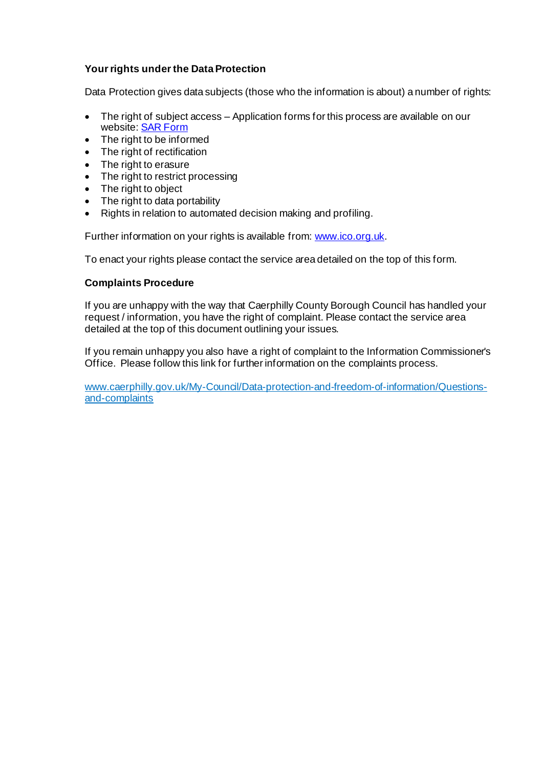**Your rights under the Data Protection**

Data Protection gives data subjects (those who the information is about) a number of rights:

- The right of subject access – Application forms for this process are available on our website: SAR Form
- The right to be informed
- The right of rectification
- The right to erasure
- The right to restrict processing
- The right to object
- The right to data portability
- Rights in relation to automated decision making and profiling.

Further information on your rights is available from: www.ico.org.uk.

To enact your rights please contact the service area detailed on the top of this form.

**Complaints Procedure**

If you are unhappy with the way that Caerphilly County Borough Council has handled your request / information, you have the right of complaint. Please contact the service area detailed at the top of this document outlining your issues.

If you remain unhappy you also have a right of complaint to the Information Commissioner's Office. Please follow this link for further information on the complaints process.

www.caerphilly.gov.uk/My-Council/Data-protection-and-freedom-of-information/Questions-and-complaints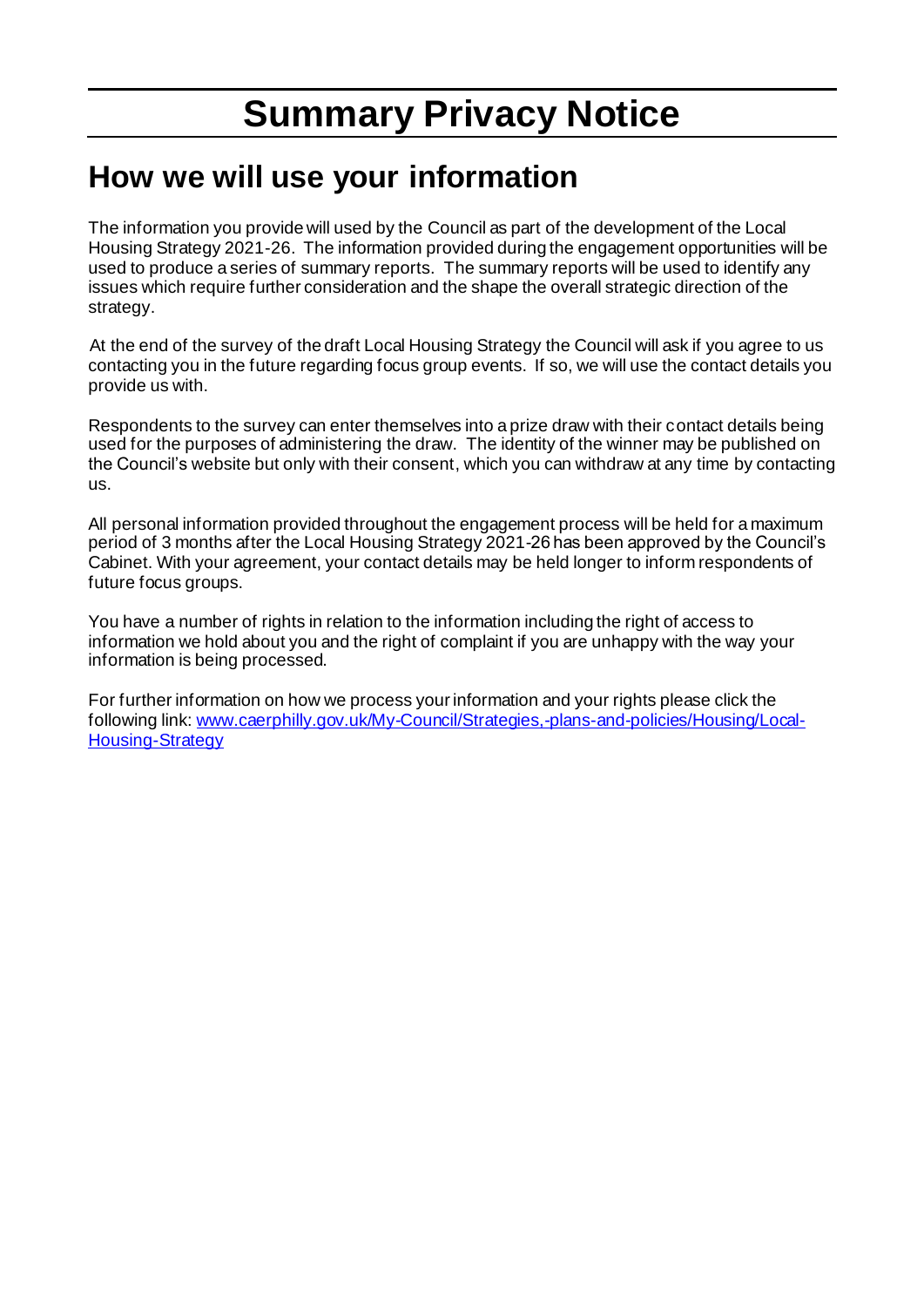# Summary Privacy Notice

## How we will use your information

The information you provide will used by the Council as part of the development of the Local Housing Strategy 2021-26. The information provided during the engagement opportunities will be used to produce a series of summary reports. The summary reports will be used to identify any issues which require further consideration and the shape the overall strategic direction of the strategy.

At the end of the survey of the draft Local Housing Strategy the Council will ask if you agree to us contacting you in the future regarding focus group events. If so, we will use the contact details you provide us with.

Respondents to the survey can enter themselves into a prize draw with their contact details being used for the purposes of administering the draw. The identity of the winner may be published on the Council's website but only with their consent, which you can withdraw at any time by contacting us.

All personal information provided throughout the engagement process will be held for a maximum period of 3 months after the Local Housing Strategy 2021-26 has been approved by the Council's Cabinet. With your agreement, your contact details may be held longer to inform respondents of future focus groups.

You have a number of rights in relation to the information including the right of access to information we hold about you and the right of complaint if you are unhappy with the way your information is being processed.

For further information on how we process your information and your rights please click the following link: [www.caerphilly.gov.uk/My-Council/Strategies,-plans-and-policies/Housing/Local-Housing-Strategy](www.caerphilly.gov.uk/My-Council/Strategies,-plans-and-policies/Housing/Local-Housing-Strategy)